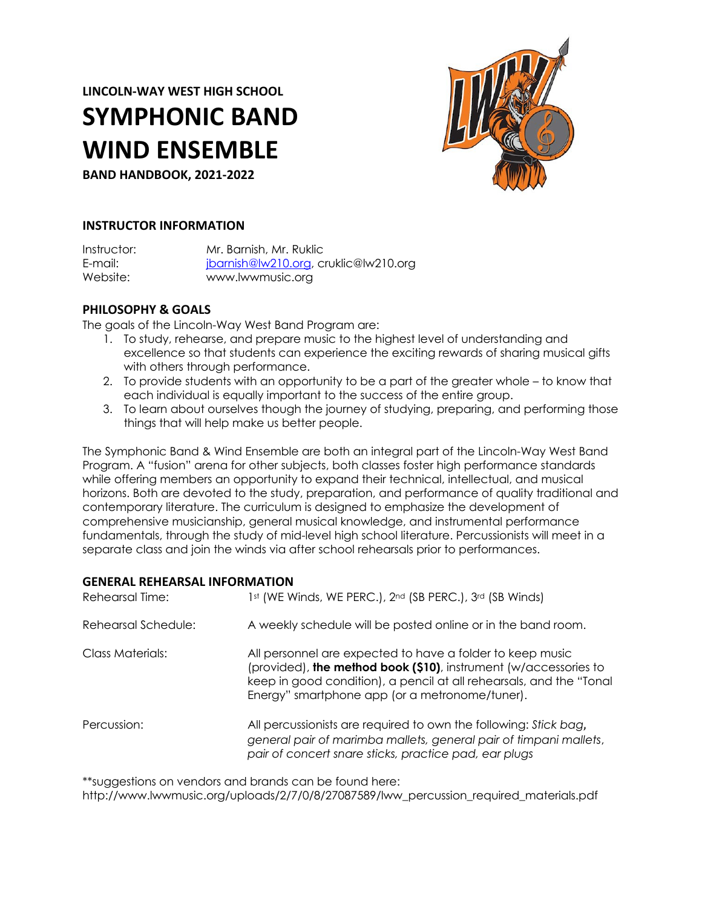**LINCOLN-WAY WEST HIGH SCHOOL**

# SYMPHONIC BAND
# WIND ENSEMBLE

**BAND HANDBOOK, 2021-2022**

## INSTRUCTOR INFORMATION

| | |
|---|---|
| Instructor: | Mr. Barnish, Mr. Ruklic |
| E-mail: | jbarnish@lw210.org, cruklic@lw210.org |
| Website: | www.lwwmusic.org |

## PHILOSOPHY & GOALS

The goals of the Lincoln-Way West Band Program are:

1. To study, rehearse, and prepare music to the highest level of understanding and excellence so that students can experience the exciting rewards of sharing musical gifts with others through performance.
2. To provide students with an opportunity to be a part of the greater whole – to know that each individual is equally important to the success of the entire group.
3. To learn about ourselves though the journey of studying, preparing, and performing those things that will help make us better people.

The Symphonic Band & Wind Ensemble are both an integral part of the Lincoln-Way West Band Program. A "fusion" arena for other subjects, both classes foster high performance standards while offering members an opportunity to expand their technical, intellectual, and musical horizons. Both are devoted to the study, preparation, and performance of quality traditional and contemporary literature. The curriculum is designed to emphasize the development of comprehensive musicianship, general musical knowledge, and instrumental performance fundamentals, through the study of mid-level high school literature. Percussionists will meet in a separate class and join the winds via after school rehearsals prior to performances.

## GENERAL REHEARSAL INFORMATION

| | |
|---|---|
| Rehearsal Time: | 1st (WE Winds, WE PERC.), 2nd (SB PERC.), 3rd (SB Winds) |
| Rehearsal Schedule: | A weekly schedule will be posted online or in the band room. |
| Class Materials: | All personnel are expected to have a folder to keep music (provided), **the method book ($10)**, instrument (w/accessories to keep in good condition), a pencil at all rehearsals, and the "Tonal Energy" smartphone app (or a metronome/tuner). |
| Percussion: | All percussionists are required to own the following: *Stick bag*, *general pair of marimba mallets, general pair of timpani mallets, pair of concert snare sticks, practice pad, ear plugs* |

**suggestions on vendors and brands can be found here:
http://www.lwwmusic.org/uploads/2/7/0/8/27087589/lww_percussion_required_materials.pdf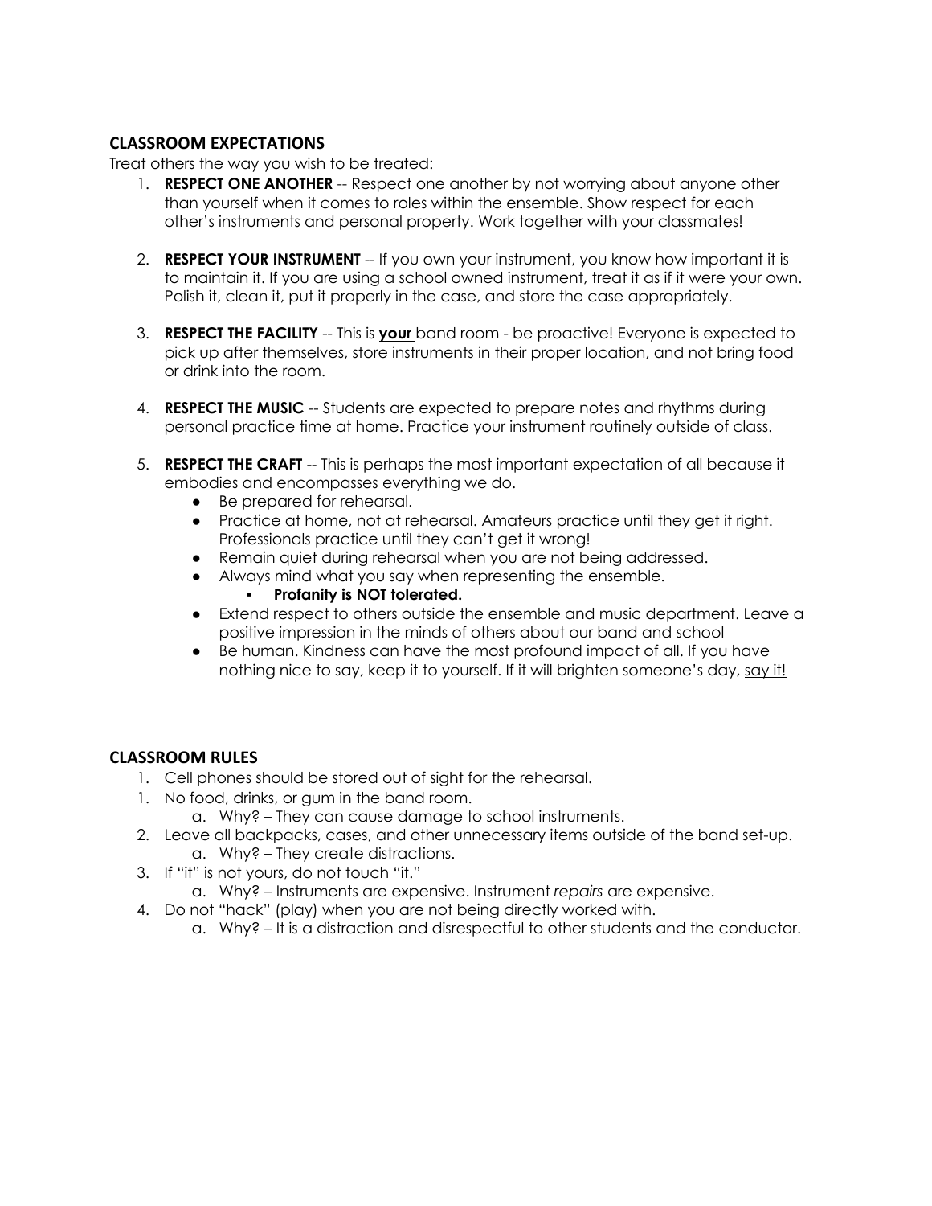## CLASSROOM EXPECTATIONS

Treat others the way you wish to be treated:

1. **RESPECT ONE ANOTHER** -- Respect one another by not worrying about anyone other than yourself when it comes to roles within the ensemble. Show respect for each other's instruments and personal property. Work together with your classmates!

2. **RESPECT YOUR INSTRUMENT** -- If you own your instrument, you know how important it is to maintain it. If you are using a school owned instrument, treat it as if it were your own. Polish it, clean it, put it properly in the case, and store the case appropriately.

3. **RESPECT THE FACILITY** -- This is <u>**your**</u> band room - be proactive! Everyone is expected to pick up after themselves, store instruments in their proper location, and not bring food or drink into the room.

4. **RESPECT THE MUSIC** -- Students are expected to prepare notes and rhythms during personal practice time at home. Practice your instrument routinely outside of class.

5. **RESPECT THE CRAFT** -- This is perhaps the most important expectation of all because it embodies and encompasses everything we do.
   - Be prepared for rehearsal.
   - Practice at home, not at rehearsal. Amateurs practice until they get it right. Professionals practice until they can't get it wrong!
   - Remain quiet during rehearsal when you are not being addressed.
   - Always mind what you say when representing the ensemble.
     - **Profanity is NOT tolerated.**
   - Extend respect to others outside the ensemble and music department. Leave a positive impression in the minds of others about our band and school
   - Be human. Kindness can have the most profound impact of all. If you have nothing nice to say, keep it to yourself. If it will brighten someone's day, <u>say it!</u>

## CLASSROOM RULES

1. Cell phones should be stored out of sight for the rehearsal.
1. No food, drinks, or gum in the band room.
   a. Why? – They can cause damage to school instruments.
2. Leave all backpacks, cases, and other unnecessary items outside of the band set-up.
   a. Why? – They create distractions.
3. If "it" is not yours, do not touch "it."
   a. Why? – Instruments are expensive. Instrument *repairs* are expensive.
4. Do not "hack" (play) when you are not being directly worked with.
   a. Why? – It is a distraction and disrespectful to other students and the conductor.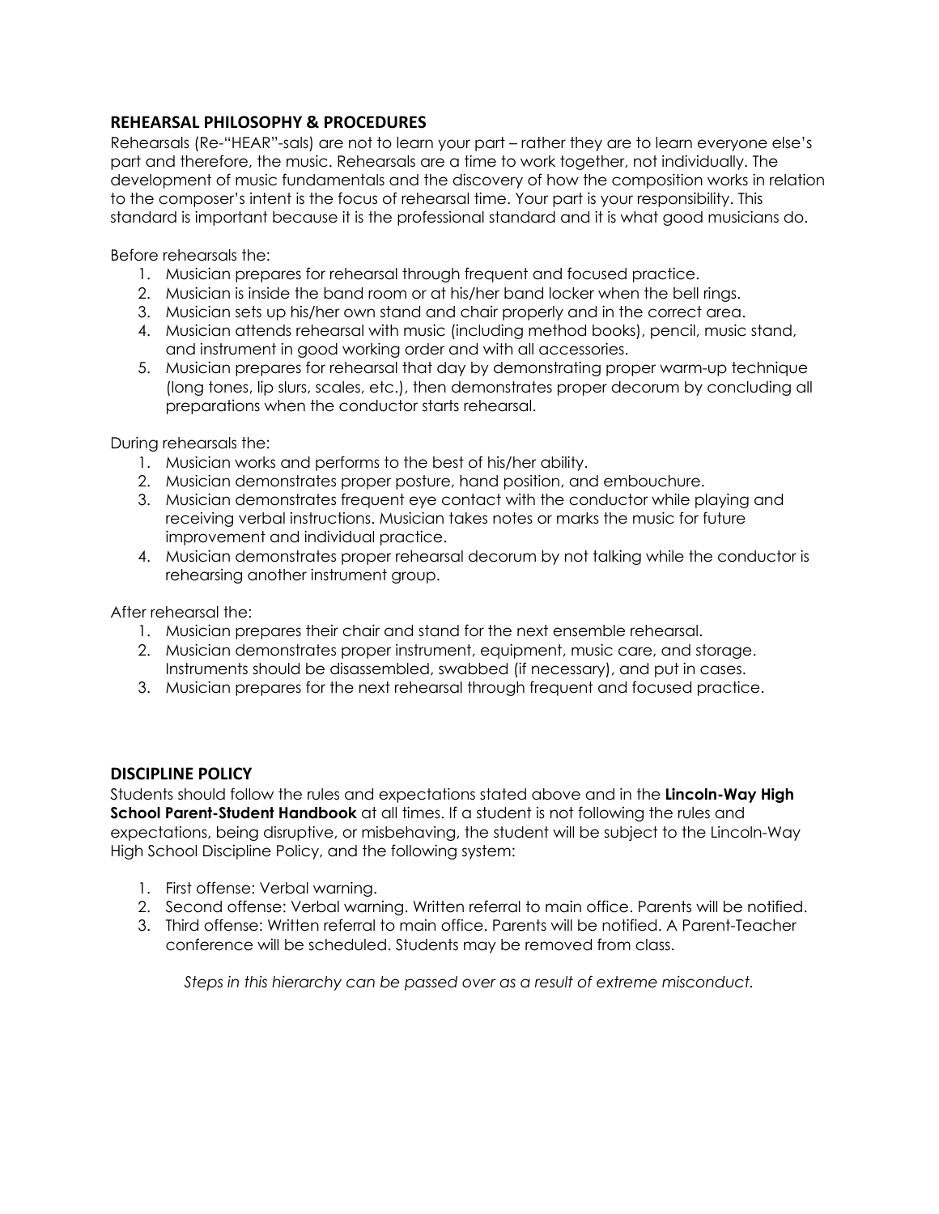## REHEARSAL PHILOSOPHY & PROCEDURES

Rehearsals (Re-"HEAR"-sals) are not to learn your part – rather they are to learn everyone else's part and therefore, the music. Rehearsals are a time to work together, not individually. The development of music fundamentals and the discovery of how the composition works in relation to the composer's intent is the focus of rehearsal time. Your part is your responsibility. This standard is important because it is the professional standard and it is what good musicians do.

Before rehearsals the:

1. Musician prepares for rehearsal through frequent and focused practice.
2. Musician is inside the band room or at his/her band locker when the bell rings.
3. Musician sets up his/her own stand and chair properly and in the correct area.
4. Musician attends rehearsal with music (including method books), pencil, music stand, and instrument in good working order and with all accessories.
5. Musician prepares for rehearsal that day by demonstrating proper warm-up technique (long tones, lip slurs, scales, etc.), then demonstrates proper decorum by concluding all preparations when the conductor starts rehearsal.

During rehearsals the:

1. Musician works and performs to the best of his/her ability.
2. Musician demonstrates proper posture, hand position, and embouchure.
3. Musician demonstrates frequent eye contact with the conductor while playing and receiving verbal instructions. Musician takes notes or marks the music for future improvement and individual practice.
4. Musician demonstrates proper rehearsal decorum by not talking while the conductor is rehearsing another instrument group.

After rehearsal the:

1. Musician prepares their chair and stand for the next ensemble rehearsal.
2. Musician demonstrates proper instrument, equipment, music care, and storage. Instruments should be disassembled, swabbed (if necessary), and put in cases.
3. Musician prepares for the next rehearsal through frequent and focused practice.

## DISCIPLINE POLICY

Students should follow the rules and expectations stated above and in the **Lincoln-Way High School Parent-Student Handbook** at all times. If a student is not following the rules and expectations, being disruptive, or misbehaving, the student will be subject to the Lincoln-Way High School Discipline Policy, and the following system:

1. First offense: Verbal warning.
2. Second offense: Verbal warning. Written referral to main office. Parents will be notified.
3. Third offense: Written referral to main office. Parents will be notified. A Parent-Teacher conference will be scheduled. Students may be removed from class.

*Steps in this hierarchy can be passed over as a result of extreme misconduct.*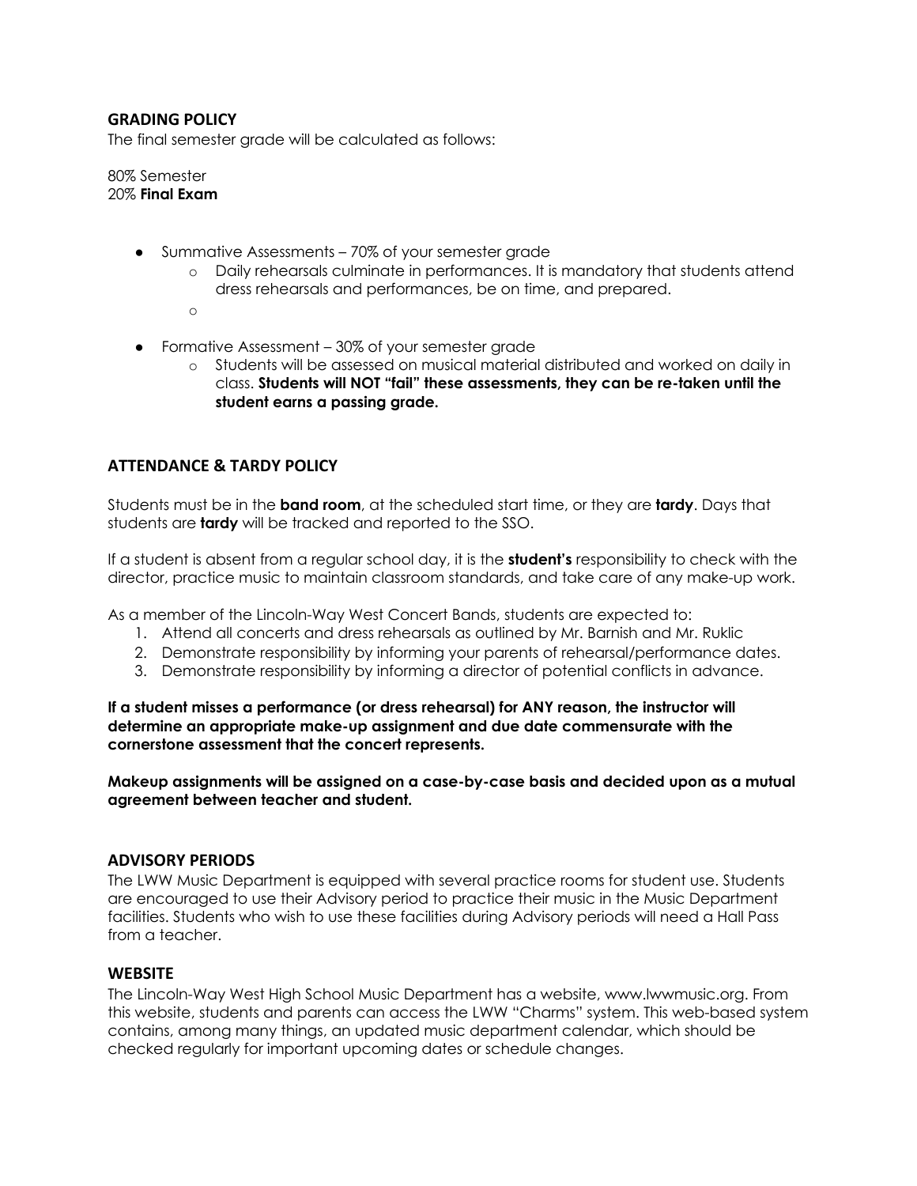## GRADING POLICY

The final semester grade will be calculated as follows:

80% Semester
20% **Final Exam**

- Summative Assessments – 70% of your semester grade
  - Daily rehearsals culminate in performances. It is mandatory that students attend dress rehearsals and performances, be on time, and prepared.
- Formative Assessment – 30% of your semester grade
  - Students will be assessed on musical material distributed and worked on daily in class. **Students will NOT "fail" these assessments, they can be re-taken until the student earns a passing grade.**

## ATTENDANCE & TARDY POLICY

Students must be in the **band room**, at the scheduled start time, or they are **tardy**. Days that students are **tardy** will be tracked and reported to the SSO.

If a student is absent from a regular school day, it is the **student's** responsibility to check with the director, practice music to maintain classroom standards, and take care of any make-up work.

As a member of the Lincoln-Way West Concert Bands, students are expected to:

1. Attend all concerts and dress rehearsals as outlined by Mr. Barnish and Mr. Ruklic
2. Demonstrate responsibility by informing your parents of rehearsal/performance dates.
3. Demonstrate responsibility by informing a director of potential conflicts in advance.

**If a student misses a performance (or dress rehearsal) for ANY reason, the instructor will determine an appropriate make-up assignment and due date commensurate with the cornerstone assessment that the concert represents.**

**Makeup assignments will be assigned on a case-by-case basis and decided upon as a mutual agreement between teacher and student.**

## ADVISORY PERIODS

The LWW Music Department is equipped with several practice rooms for student use. Students are encouraged to use their Advisory period to practice their music in the Music Department facilities. Students who wish to use these facilities during Advisory periods will need a Hall Pass from a teacher.

## WEBSITE

The Lincoln-Way West High School Music Department has a website, www.lwwmusic.org. From this website, students and parents can access the LWW "Charms" system. This web-based system contains, among many things, an updated music department calendar, which should be checked regularly for important upcoming dates or schedule changes.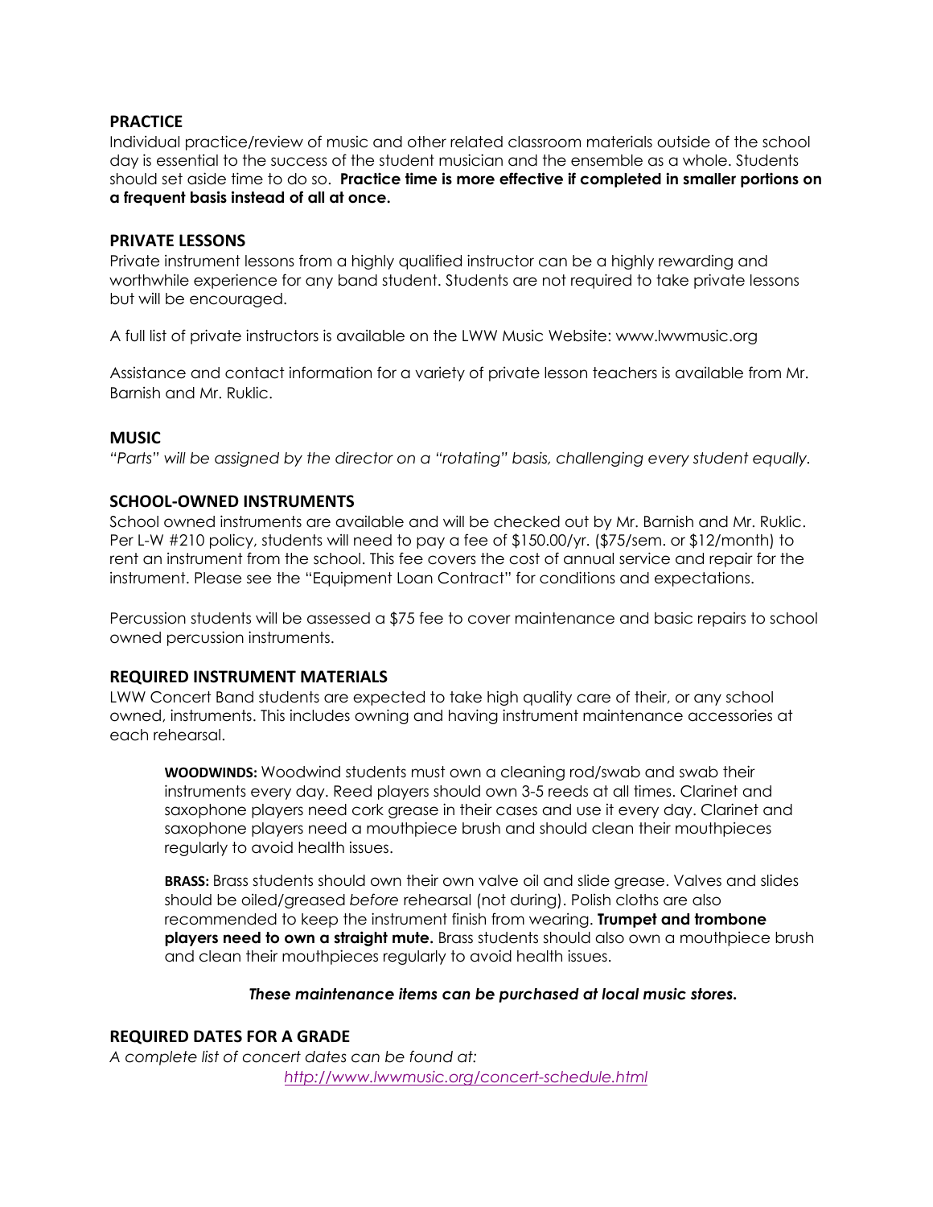## PRACTICE

Individual practice/review of music and other related classroom materials outside of the school day is essential to the success of the student musician and the ensemble as a whole. Students should set aside time to do so. **Practice time is more effective if completed in smaller portions on a frequent basis instead of all at once.**

## PRIVATE LESSONS

Private instrument lessons from a highly qualified instructor can be a highly rewarding and worthwhile experience for any band student. Students are not required to take private lessons but will be encouraged.

A full list of private instructors is available on the LWW Music Website: www.lwwmusic.org

Assistance and contact information for a variety of private lesson teachers is available from Mr. Barnish and Mr. Ruklic.

## MUSIC

*"Parts" will be assigned by the director on a "rotating" basis, challenging every student equally.*

## SCHOOL-OWNED INSTRUMENTS

School owned instruments are available and will be checked out by Mr. Barnish and Mr. Ruklic. Per L-W #210 policy, students will need to pay a fee of $150.00/yr. ($75/sem. or $12/month) to rent an instrument from the school. This fee covers the cost of annual service and repair for the instrument. Please see the "Equipment Loan Contract" for conditions and expectations.

Percussion students will be assessed a $75 fee to cover maintenance and basic repairs to school owned percussion instruments.

## REQUIRED INSTRUMENT MATERIALS

LWW Concert Band students are expected to take high quality care of their, or any school owned, instruments. This includes owning and having instrument maintenance accessories at each rehearsal.

> **WOODWINDS:** Woodwind students must own a cleaning rod/swab and swab their instruments every day. Reed players should own 3-5 reeds at all times. Clarinet and saxophone players need cork grease in their cases and use it every day. Clarinet and saxophone players need a mouthpiece brush and should clean their mouthpieces regularly to avoid health issues.
>
> **BRASS:** Brass students should own their own valve oil and slide grease. Valves and slides should be oiled/greased *before* rehearsal (not during). Polish cloths are also recommended to keep the instrument finish from wearing. **Trumpet and trombone players need to own a straight mute.** Brass students should also own a mouthpiece brush and clean their mouthpieces regularly to avoid health issues.

***These maintenance items can be purchased at local music stores.***

## REQUIRED DATES FOR A GRADE

*A complete list of concert dates can be found at:*

*http://www.lwwmusic.org/concert-schedule.html*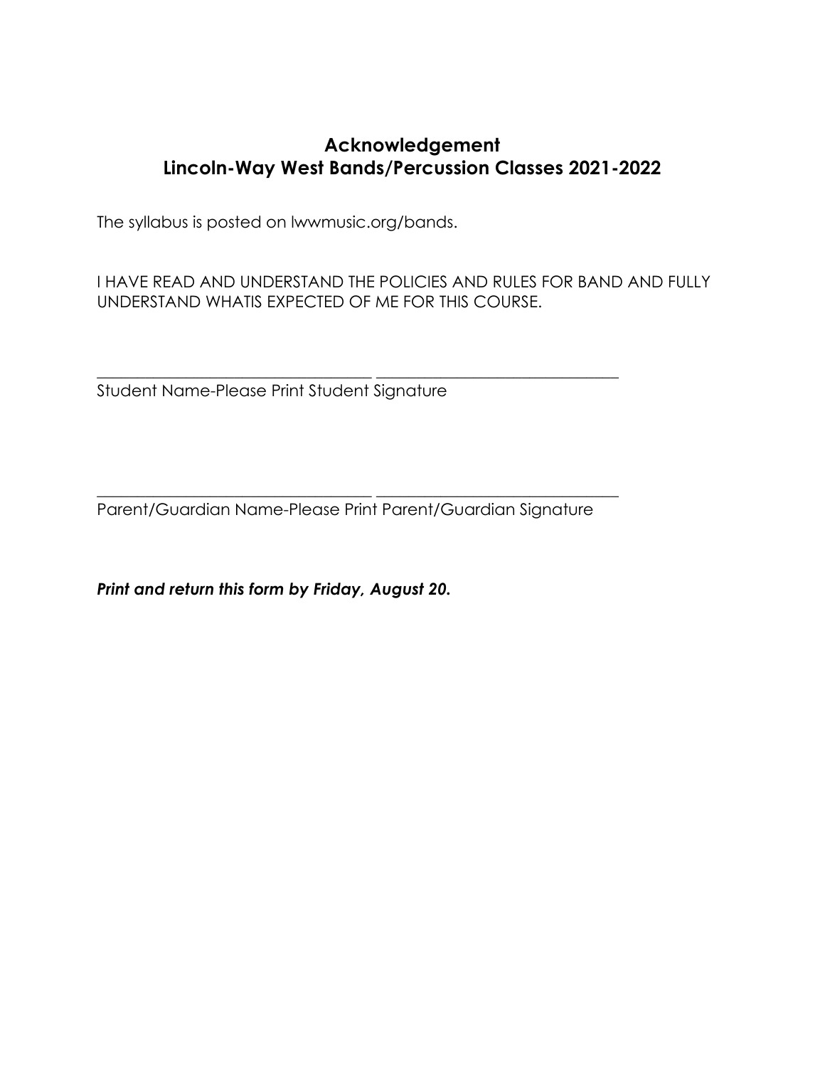## Acknowledgement
## Lincoln-Way West Bands/Percussion Classes 2021-2022

The syllabus is posted on lwwmusic.org/bands.

I HAVE READ AND UNDERSTAND THE POLICIES AND RULES FOR BAND AND FULLY UNDERSTAND WHATIS EXPECTED OF ME FOR THIS COURSE.

_________________________________ _____________________________
Student Name-Please Print Student Signature

_________________________________ _____________________________
Parent/Guardian Name-Please Print Parent/Guardian Signature

***Print and return this form by Friday, August 20.***